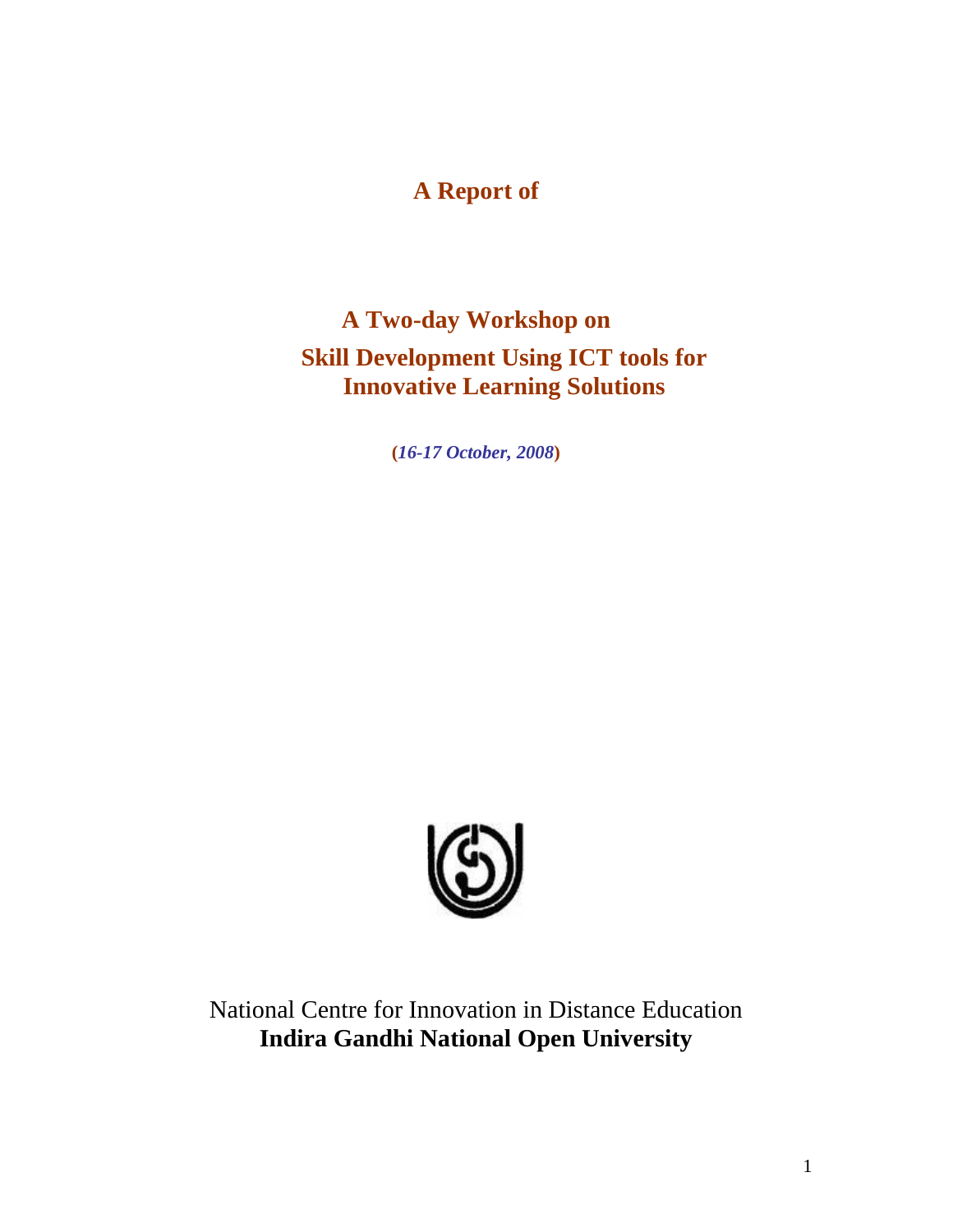**A Report of**

# A Two-day Workshop on Skill Development Using ICT tools for Innovative Learning Solutions

**(*16-17 October, 2008*)**

National Centre for Innovation in Distance Education

**Indira Gandhi National Open University**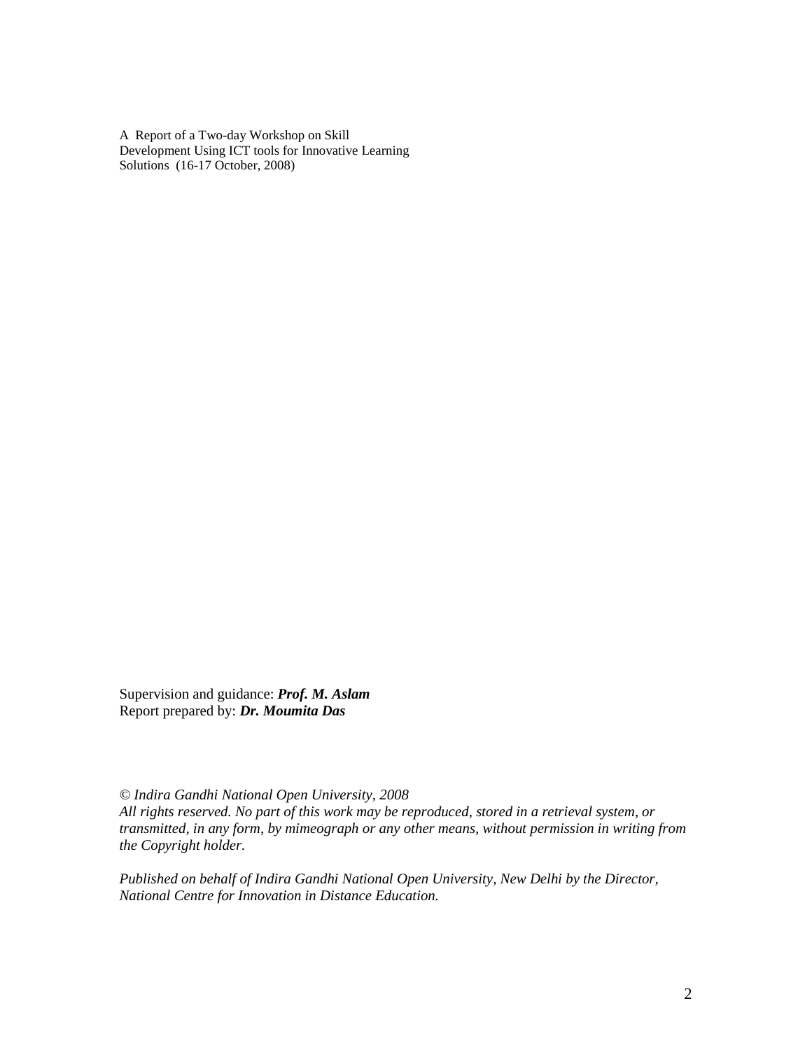A Report of a Two-day Workshop on Skill Development Using ICT tools for Innovative Learning Solutions (16-17 October, 2008)

Supervision and guidance: ***Prof. M. Aslam***
Report prepared by: ***Dr. Moumita Das***

*© Indira Gandhi National Open University, 2008*
*All rights reserved. No part of this work may be reproduced, stored in a retrieval system, or transmitted, in any form, by mimeograph or any other means, without permission in writing from the Copyright holder.*

*Published on behalf of Indira Gandhi National Open University, New Delhi by the Director, National Centre for Innovation in Distance Education.*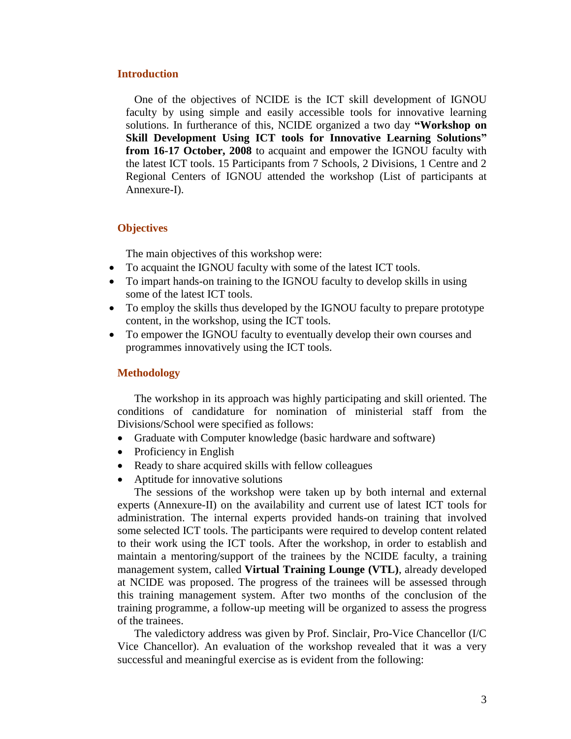## Introduction

One of the objectives of NCIDE is the ICT skill development of IGNOU faculty by using simple and easily accessible tools for innovative learning solutions. In furtherance of this, NCIDE organized a two day **"Workshop on Skill Development Using ICT tools for Innovative Learning Solutions" from 16-17 October, 2008** to acquaint and empower the IGNOU faculty with the latest ICT tools. 15 Participants from 7 Schools, 2 Divisions, 1 Centre and 2 Regional Centers of IGNOU attended the workshop (List of participants at Annexure-I).

## Objectives

The main objectives of this workshop were:

- To acquaint the IGNOU faculty with some of the latest ICT tools.
- To impart hands-on training to the IGNOU faculty to develop skills in using some of the latest ICT tools.
- To employ the skills thus developed by the IGNOU faculty to prepare prototype content, in the workshop, using the ICT tools.
- To empower the IGNOU faculty to eventually develop their own courses and programmes innovatively using the ICT tools.

## Methodology

The workshop in its approach was highly participating and skill oriented. The conditions of candidature for nomination of ministerial staff from the Divisions/School were specified as follows:

- Graduate with Computer knowledge (basic hardware and software)
- Proficiency in English
- Ready to share acquired skills with fellow colleagues
- Aptitude for innovative solutions

The sessions of the workshop were taken up by both internal and external experts (Annexure-II) on the availability and current use of latest ICT tools for administration. The internal experts provided hands-on training that involved some selected ICT tools. The participants were required to develop content related to their work using the ICT tools. After the workshop, in order to establish and maintain a mentoring/support of the trainees by the NCIDE faculty, a training management system, called **Virtual Training Lounge (VTL)**, already developed at NCIDE was proposed. The progress of the trainees will be assessed through this training management system. After two months of the conclusion of the training programme, a follow-up meeting will be organized to assess the progress of the trainees.

The valedictory address was given by Prof. Sinclair, Pro-Vice Chancellor (I/C Vice Chancellor). An evaluation of the workshop revealed that it was a very successful and meaningful exercise as is evident from the following: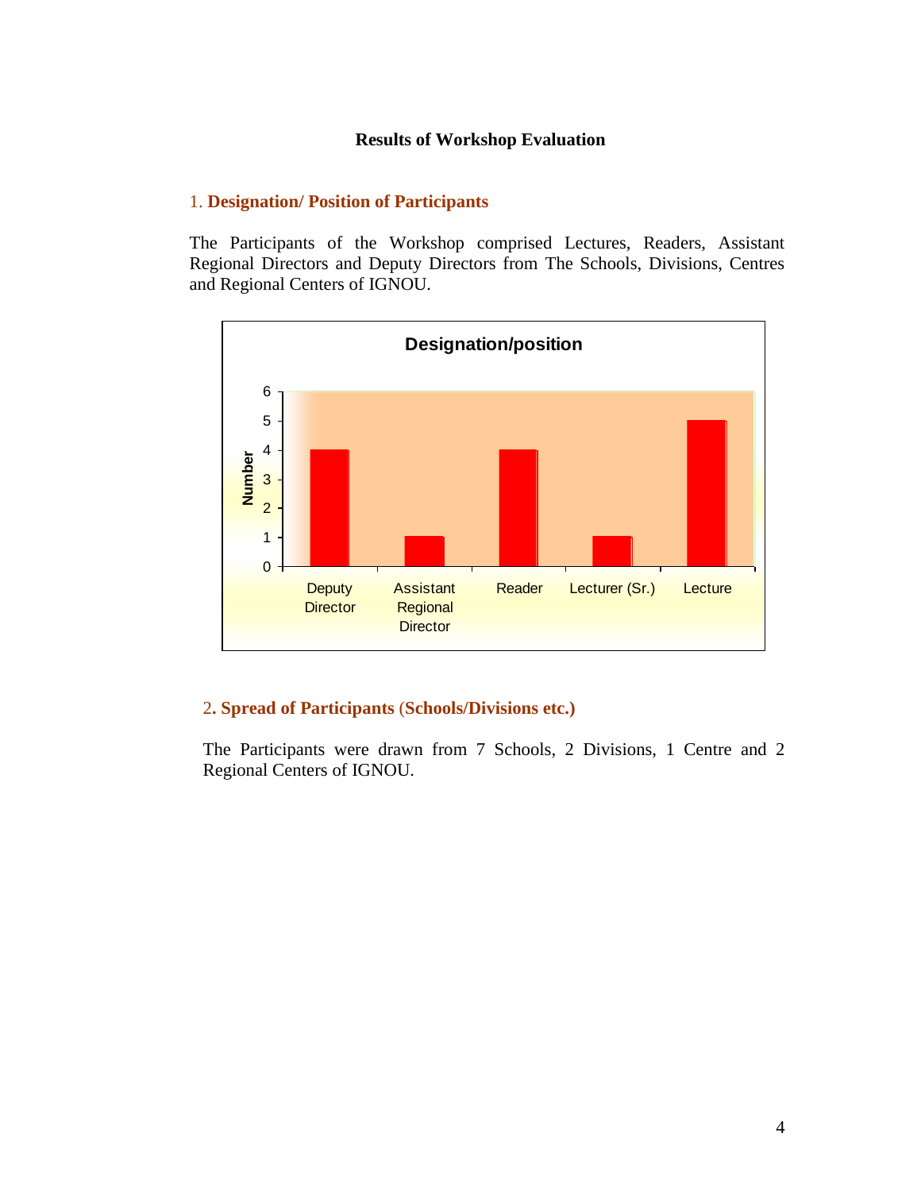# Results of Workshop Evaluation

## 1. Designation/ Position of Participants

The Participants of the Workshop comprised Lectures, Readers, Assistant Regional Directors and Deputy Directors from The Schools, Divisions, Centres and Regional Centers of IGNOU.

**Designation/position**

| Designation/position | Number |
|---|---|
| Deputy Director | 4 |
| Assistant Regional Director | 1 |
| Reader | 4 |
| Lecturer (Sr.) | 1 |
| Lecture | 5 |

## 2. Spread of Participants (Schools/Divisions etc.)

The Participants were drawn from 7 Schools, 2 Divisions, 1 Centre and 2 Regional Centers of IGNOU.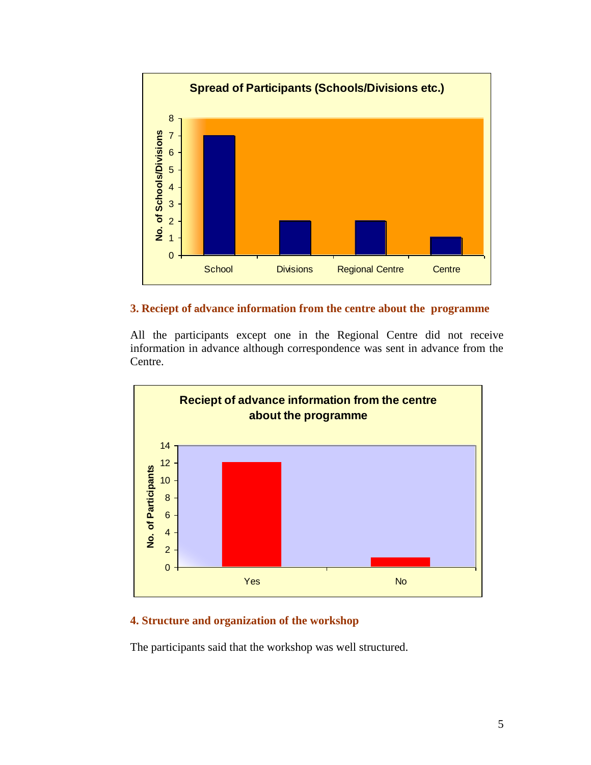**Spread of Participants (Schools/Divisions etc.)**

| | No. of Schools/Divisions |
|---|---|
| School | 7 |
| Divisions | 2 |
| Regional Centre | 2 |
| Centre | 1 |

### 3. Reciept of advance information from the centre about the programme

All the participants except one in the Regional Centre did not receive information in advance although correspondence was sent in advance from the Centre.

**Reciept of advance information from the centre about the programme**

| | No. of Participants |
|---|---|
| Yes | 12 |
| No | 1 |

### 4. Structure and organization of the workshop

The participants said that the workshop was well structured.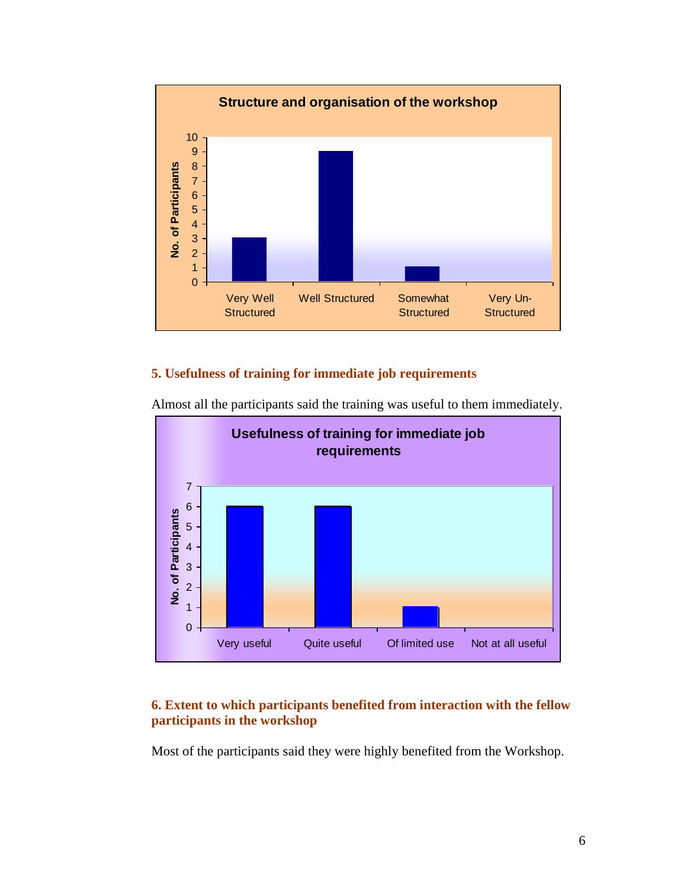**Structure and organisation of the workshop**

| | Very Well Structured | Well Structured | Somewhat Structured | Very Un-Structured |
|---|---|---|---|---|
| No. of Participants | 3 | 9 | 1 | 0 |

### 5. Usefulness of training for immediate job requirements

Almost all the participants said the training was useful to them immediately.

**Usefulness of training for immediate job requirements**

| | Very useful | Quite useful | Of limited use | Not at all useful |
|---|---|---|---|---|
| No. of Participants | 6 | 6 | 1 | 0 |

### 6. Extent to which participants benefited from interaction with the fellow participants in the workshop

Most of the participants said they were highly benefited from the Workshop.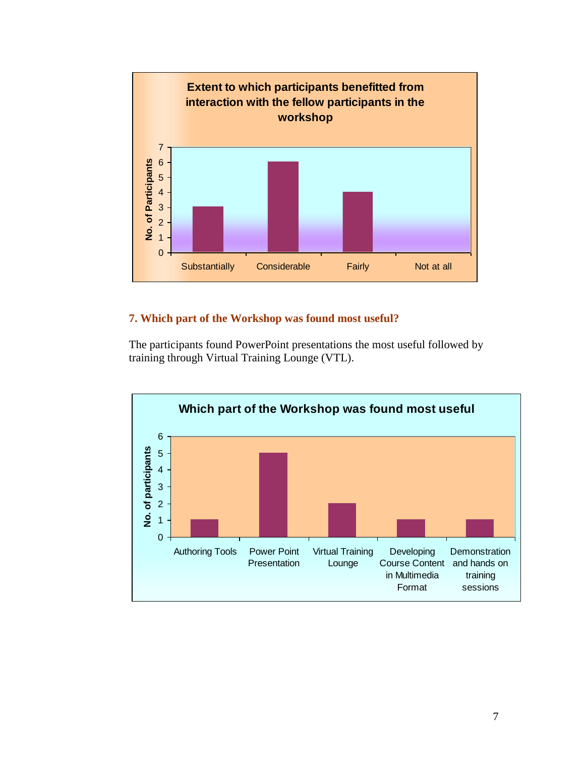**Extent to which participants benefitted from interaction with the fellow participants in the workshop**

| Response | No. of Participants |
|---|---|
| Substantially | 3 |
| Considerable | 6 |
| Fairly | 4 |
| Not at all | 0 |

### 7. Which part of the Workshop was found most useful?

The participants found PowerPoint presentations the most useful followed by training through Virtual Training Lounge (VTL).

**Which part of the Workshop was found most useful**

| Part of the Workshop | No. of participants |
|---|---|
| Authoring Tools | 1 |
| Power Point Presentation | 5 |
| Virtual Training Lounge | 2 |
| Developing Course Content in Multimedia Format | 1 |
| Demonstration and hands on training sessions | 1 |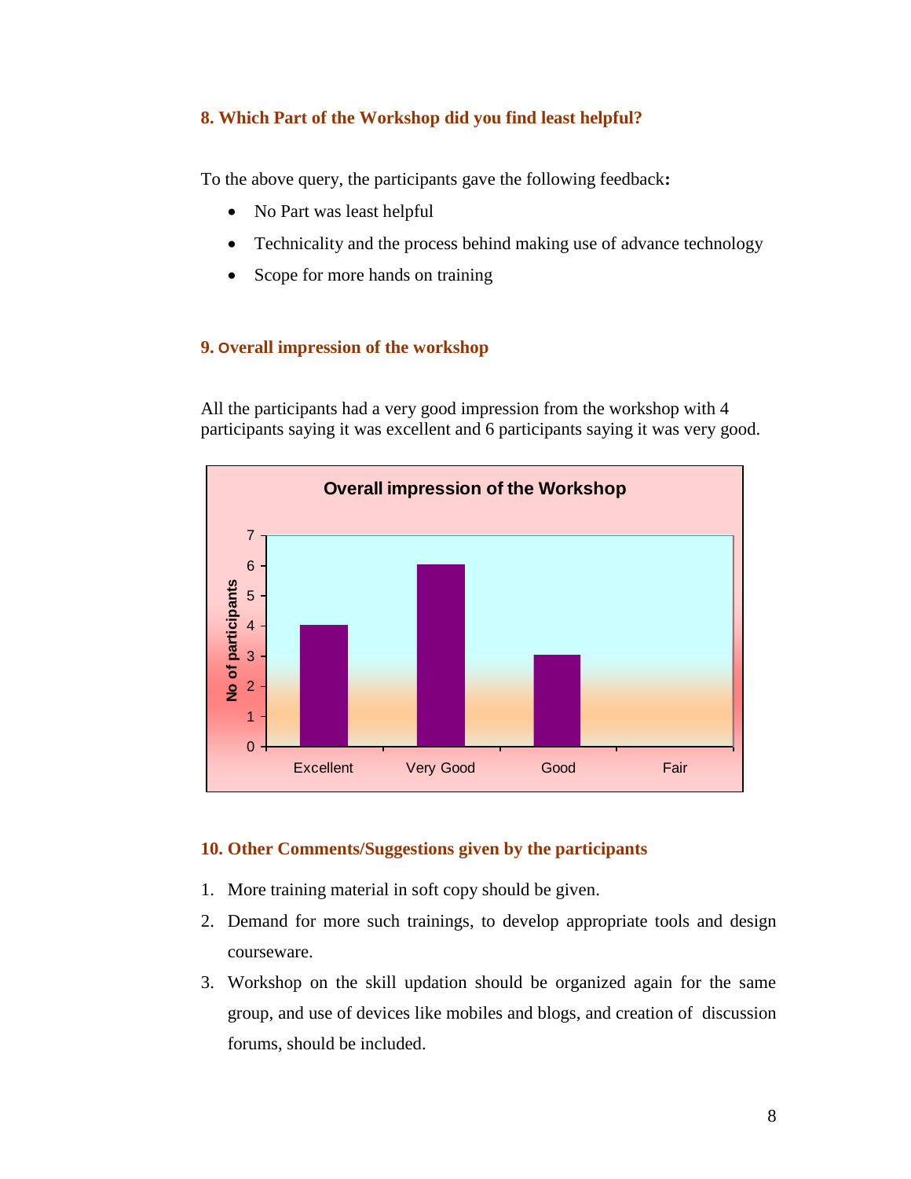### 8. Which Part of the Workshop did you find least helpful?

To the above query, the participants gave the following feedback**:**

- No Part was least helpful
- Technicality and the process behind making use of advance technology
- Scope for more hands on training

### 9. Overall impression of the workshop

All the participants had a very good impression from the workshop with 4 participants saying it was excellent and 6 participants saying it was very good.

**Overall impression of the Workshop**

| | Excellent | Very Good | Good | Fair |
|---|---|---|---|---|
| No of participants | 4 | 6 | 3 | 0 |

### 10. Other Comments/Suggestions given by the participants

1. More training material in soft copy should be given.
2. Demand for more such trainings, to develop appropriate tools and design courseware.
3. Workshop on the skill updation should be organized again for the same group, and use of devices like mobiles and blogs, and creation of discussion forums, should be included.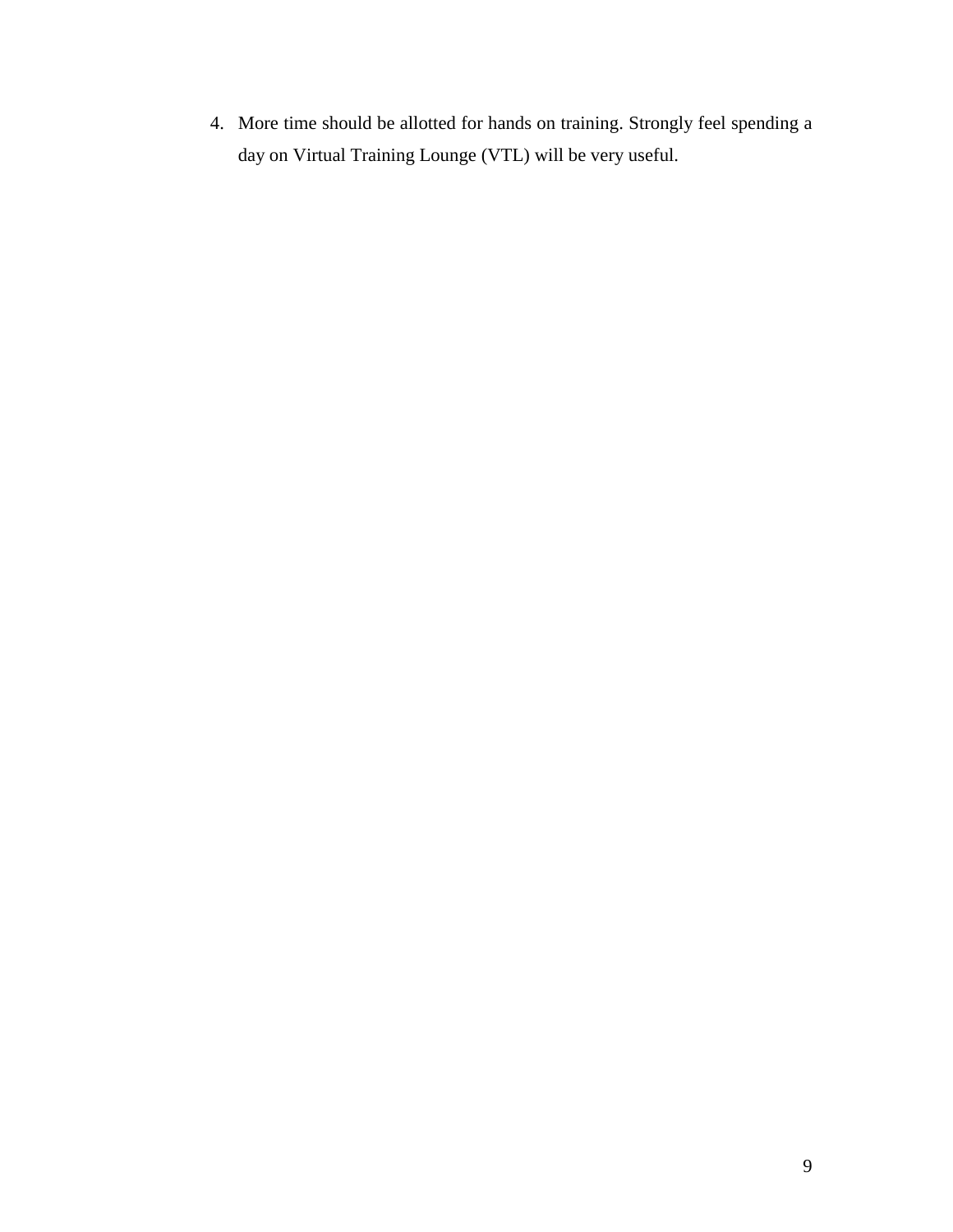4. More time should be allotted for hands on training. Strongly feel spending a day on Virtual Training Lounge (VTL) will be very useful.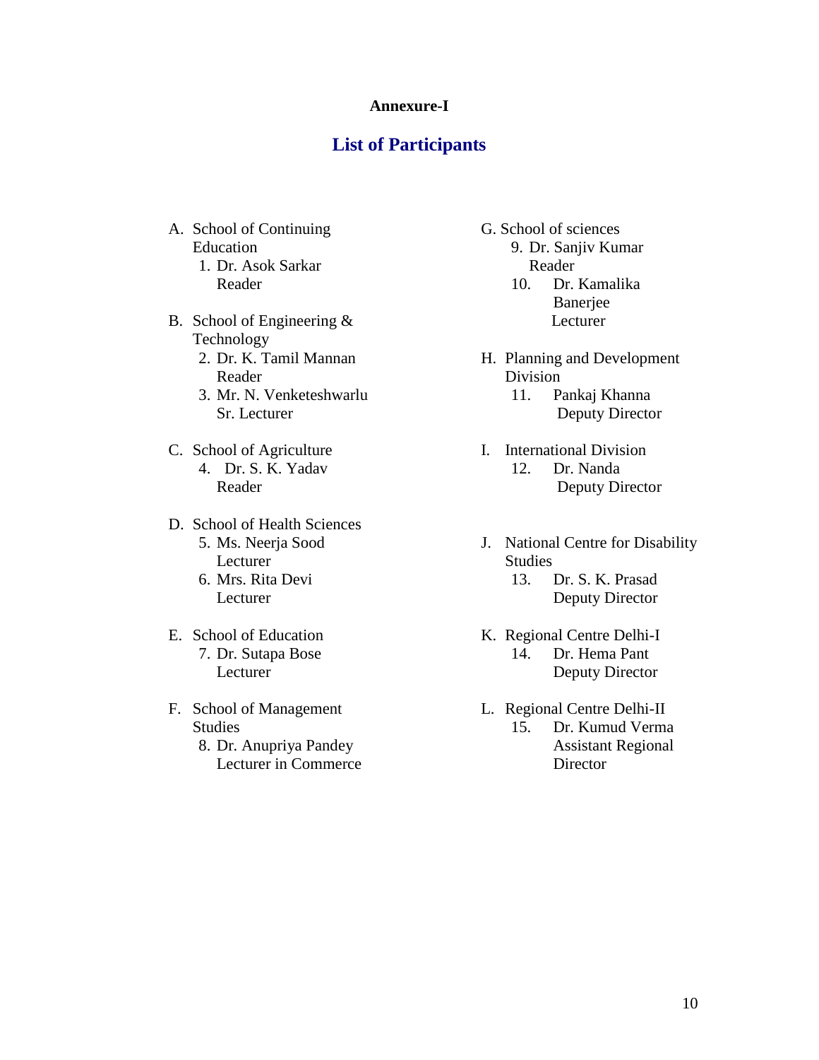**Annexure-I**

## List of Participants

A. School of Continuing Education
   1. Dr. Asok Sarkar
      Reader

B. School of Engineering & Technology
   2. Dr. K. Tamil Mannan
      Reader
   3. Mr. N. Venketeshwarlu
      Sr. Lecturer

C. School of Agriculture
   4. Dr. S. K. Yadav
      Reader

D. School of Health Sciences
   5. Ms. Neerja Sood
      Lecturer
   6. Mrs. Rita Devi
      Lecturer

E. School of Education
   7. Dr. Sutapa Bose
      Lecturer

F. School of Management Studies
   8. Dr. Anupriya Pandey
      Lecturer in Commerce

G. School of sciences
   9. Dr. Sanjiv Kumar
      Reader
   10. Dr. Kamalika Banerjee
       Lecturer

H. Planning and Development Division
   11. Pankaj Khanna
       Deputy Director

I. International Division
   12. Dr. Nanda
       Deputy Director

J. National Centre for Disability Studies
   13. Dr. S. K. Prasad
       Deputy Director

K. Regional Centre Delhi-I
   14. Dr. Hema Pant
       Deputy Director

L. Regional Centre Delhi-II
   15. Dr. Kumud Verma
       Assistant Regional Director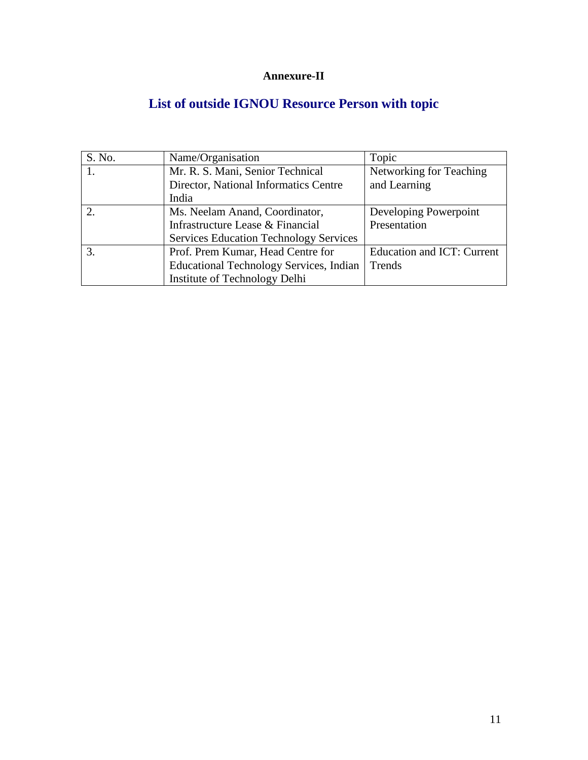**Annexure-II**

## List of outside IGNOU Resource Person with topic

| S. No. | Name/Organisation | Topic |
|---|---|---|
| 1. | Mr. R. S. Mani, Senior Technical Director, National Informatics Centre India | Networking for Teaching and Learning |
| 2. | Ms. Neelam Anand, Coordinator, Infrastructure Lease & Financial Services Education Technology Services | Developing Powerpoint Presentation |
| 3. | Prof. Prem Kumar, Head Centre for Educational Technology Services, Indian Institute of Technology Delhi | Education and ICT: Current Trends |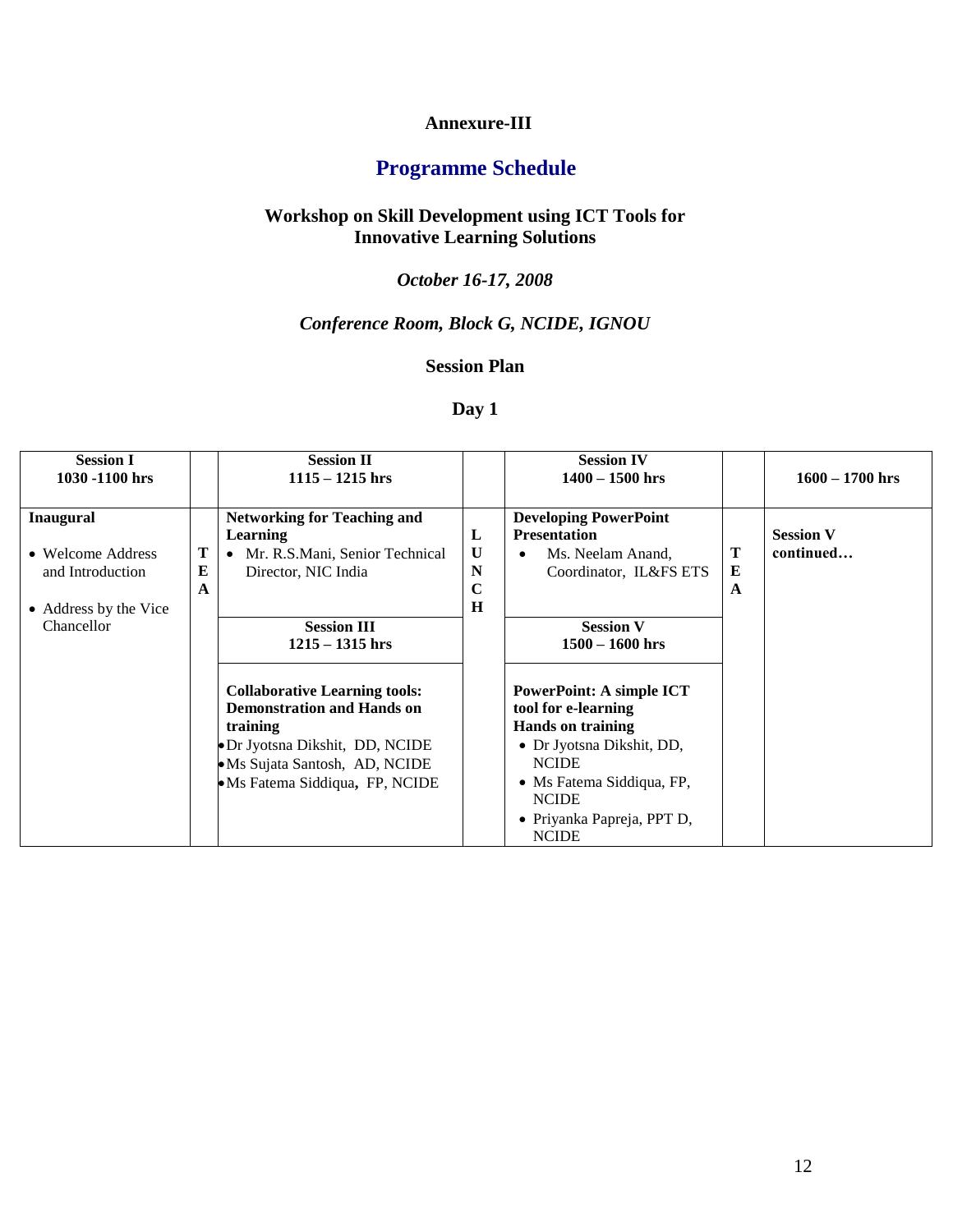**Annexure-III**

# Programme Schedule

### Workshop on Skill Development using ICT Tools for Innovative Learning Solutions

*October 16-17, 2008*

*Conference Room, Block G, NCIDE, IGNOU*

**Session Plan**

**Day 1**

| **Session I**<br>**1030 -1100 hrs** | | **Session II**<br>**1115 – 1215 hrs** | | **Session IV**<br>**1400 – 1500 hrs** | | **1600 – 1700 hrs** |
|---|---|---|---|---|---|---|
| **Inaugural**<br>• Welcome Address and Introduction<br>• Address by the Vice Chancellor | **TEA** | **Networking for Teaching and Learning**<br>• Mr. R.S.Mani, Senior Technical Director, NIC India | **LUNCH** | **Developing PowerPoint Presentation**<br>• Ms. Neelam Anand, Coordinator, IL&FS ETS | **TEA** | **Session V continued…** |
| | | **Session III**<br>**1215 – 1315 hrs** | | **Session V**<br>**1500 – 1600 hrs** | | |
| | | **Collaborative Learning tools: Demonstration and Hands on training**<br>• Dr Jyotsna Dikshit, DD, NCIDE<br>• Ms Sujata Santosh, AD, NCIDE<br>• Ms Fatema Siddiqua, FP, NCIDE | | **PowerPoint: A simple ICT tool for e-learning**<br>**Hands on training**<br>• Dr Jyotsna Dikshit, DD, NCIDE<br>• Ms Fatema Siddiqua, FP, NCIDE<br>• Priyanka Papreja, PPT D, NCIDE | | |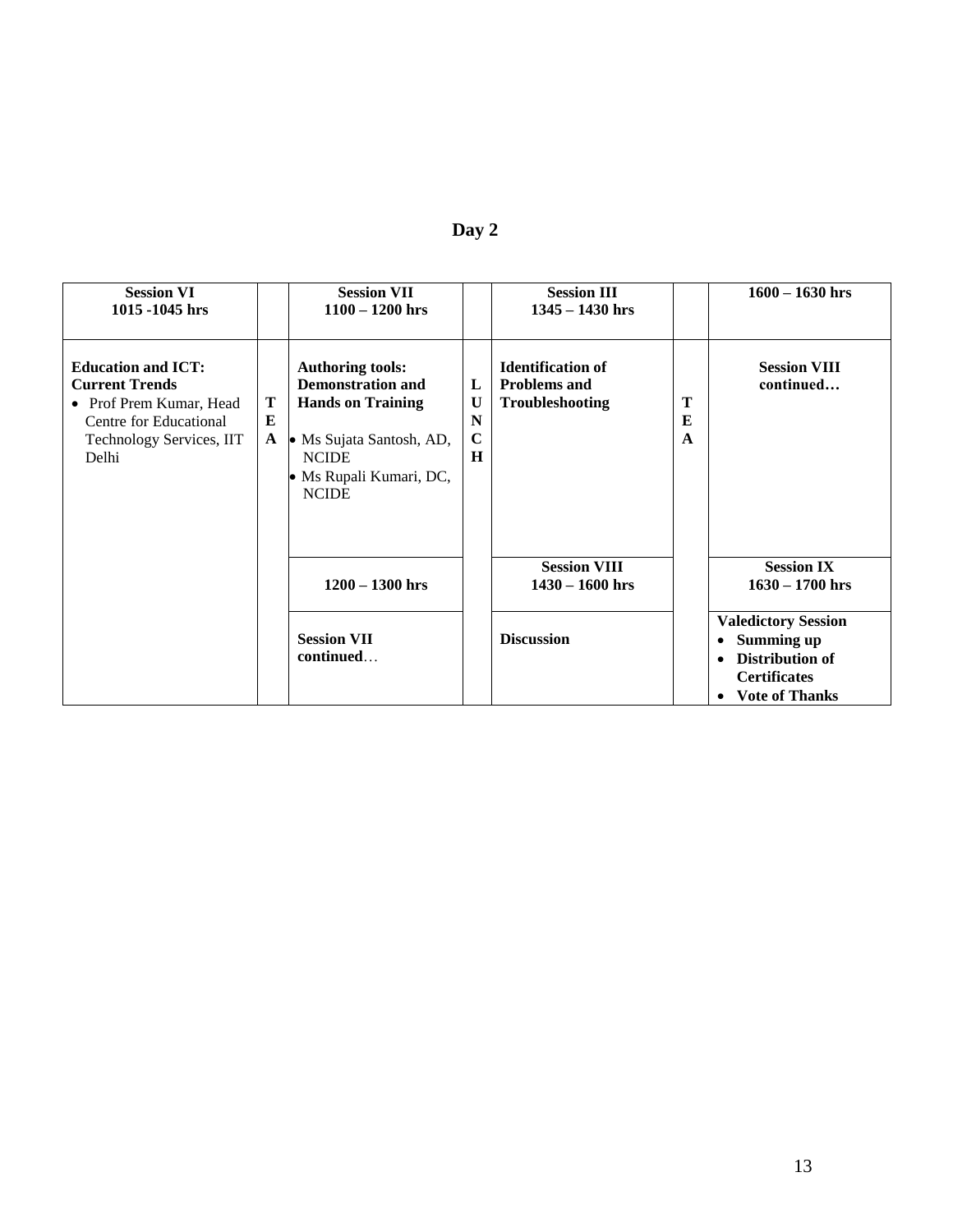# Day 2

| Session VI<br>1015 -1045 hrs | | Session VII<br>1100 – 1200 hrs | | Session III<br>1345 – 1430 hrs | | 1600 – 1630 hrs |
|---|---|---|---|---|---|---|
| **Education and ICT: Current Trends**<br>• Prof Prem Kumar, Head Centre for Educational Technology Services, IIT Delhi | **T E A** | **Authoring tools: Demonstration and Hands on Training**<br>• Ms Sujata Santosh, AD, NCIDE<br>• Ms Rupali Kumari, DC, NCIDE | **L U N C H** | **Identification of Problems and Troubleshooting** | **T E A** | **Session VIII continued…** |
| | | **1200 – 1300 hrs** | | **Session VIII**<br>**1430 – 1600 hrs** | | **Session IX**<br>**1630 – 1700 hrs** |
| | | **Session VII continued**… | | **Discussion** | | **Valedictory Session**<br>• **Summing up**<br>• **Distribution of Certificates**<br>• **Vote of Thanks** |